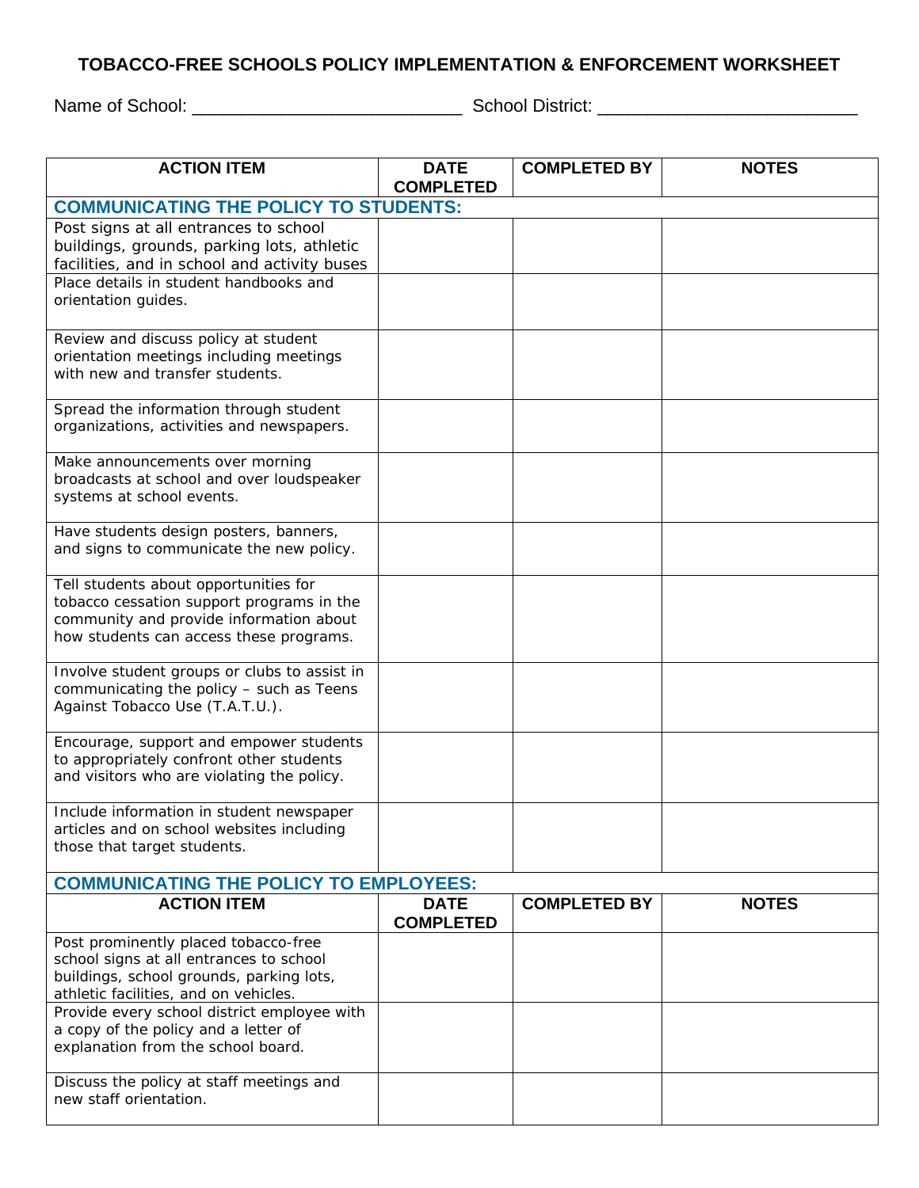# TOBACCO-FREE SCHOOLS POLICY IMPLEMENTATION & ENFORCEMENT WORKSHEET

Name of School: ___________________________ School District: _________________________

| ACTION ITEM | DATE COMPLETED | COMPLETED BY | NOTES |
|---|---|---|---|
| **COMMUNICATING THE POLICY TO STUDENTS:** | | | |
| Post signs at all entrances to school buildings, grounds, parking lots, athletic facilities, and in school and activity buses | | | |
| Place details in student handbooks and orientation guides. | | | |
| Review and discuss policy at student orientation meetings including meetings with new and transfer students. | | | |
| Spread the information through student organizations, activities and newspapers. | | | |
| Make announcements over morning broadcasts at school and over loudspeaker systems at school events. | | | |
| Have students design posters, banners, and signs to communicate the new policy. | | | |
| Tell students about opportunities for tobacco cessation support programs in the community and provide information about how students can access these programs. | | | |
| Involve student groups or clubs to assist in communicating the policy – such as Teens Against Tobacco Use (T.A.T.U.). | | | |
| Encourage, support and empower students to appropriately confront other students and visitors who are violating the policy. | | | |
| Include information in student newspaper articles and on school websites including those that target students. | | | |
| **COMMUNICATING THE POLICY TO EMPLOYEES:** | | | |
| **ACTION ITEM** | **DATE COMPLETED** | **COMPLETED BY** | **NOTES** |
| Post prominently placed tobacco-free school signs at all entrances to school buildings, school grounds, parking lots, athletic facilities, and on vehicles. | | | |
| Provide every school district employee with a copy of the policy and a letter of explanation from the school board. | | | |
| Discuss the policy at staff meetings and new staff orientation. | | | |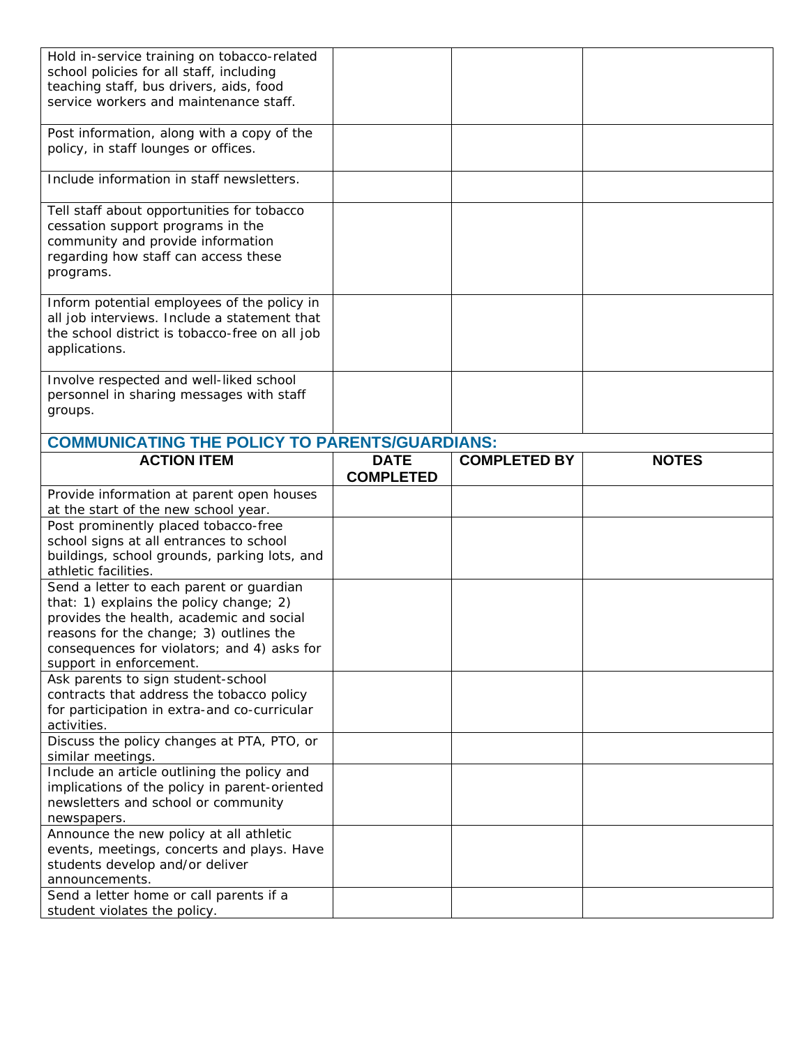| | | | |
|---|---|---|---|
| Hold in-service training on tobacco-related school policies for all staff, including teaching staff, bus drivers, aids, food service workers and maintenance staff. | | | |
| Post information, along with a copy of the policy, in staff lounges or offices. | | | |
| Include information in staff newsletters. | | | |
| Tell staff about opportunities for tobacco cessation support programs in the community and provide information regarding how staff can access these programs. | | | |
| Inform potential employees of the policy in all job interviews. Include a statement that the school district is tobacco-free on all job applications. | | | |
| Involve respected and well-liked school personnel in sharing messages with staff groups. | | | |

## COMMUNICATING THE POLICY TO PARENTS/GUARDIANS:

| ACTION ITEM | DATE COMPLETED | COMPLETED BY | NOTES |
|---|---|---|---|
| Provide information at parent open houses at the start of the new school year. | | | |
| Post prominently placed tobacco-free school signs at all entrances to school buildings, school grounds, parking lots, and athletic facilities. | | | |
| Send a letter to each parent or guardian that: 1) explains the policy change; 2) provides the health, academic and social reasons for the change; 3) outlines the consequences for violators; and 4) asks for support in enforcement. | | | |
| Ask parents to sign student-school contracts that address the tobacco policy for participation in extra-and co-curricular activities. | | | |
| Discuss the policy changes at PTA, PTO, or similar meetings. | | | |
| Include an article outlining the policy and implications of the policy in parent-oriented newsletters and school or community newspapers. | | | |
| Announce the new policy at all athletic events, meetings, concerts and plays. Have students develop and/or deliver announcements. | | | |
| Send a letter home or call parents if a student violates the policy. | | | |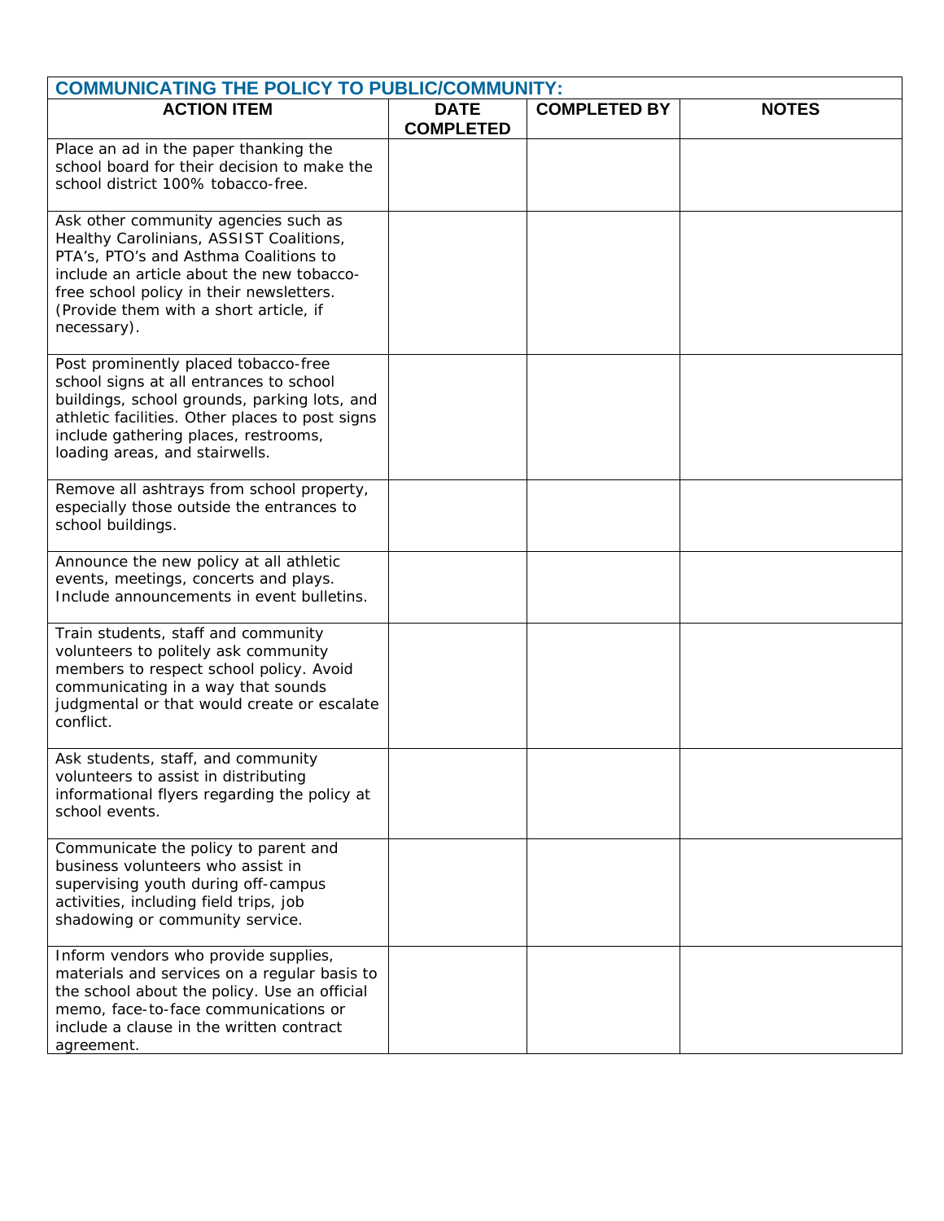## COMMUNICATING THE POLICY TO PUBLIC/COMMUNITY:

| ACTION ITEM | DATE COMPLETED | COMPLETED BY | NOTES |
|---|---|---|---|
| Place an ad in the paper thanking the school board for their decision to make the school district 100% tobacco-free. | | | |
| Ask other community agencies such as Healthy Carolinians, ASSIST Coalitions, PTA's, PTO's and Asthma Coalitions to include an article about the new tobacco-free school policy in their newsletters. (Provide them with a short article, if necessary). | | | |
| Post prominently placed tobacco-free school signs at all entrances to school buildings, school grounds, parking lots, and athletic facilities. Other places to post signs include gathering places, restrooms, loading areas, and stairwells. | | | |
| Remove all ashtrays from school property, especially those outside the entrances to school buildings. | | | |
| Announce the new policy at all athletic events, meetings, concerts and plays. Include announcements in event bulletins. | | | |
| Train students, staff and community volunteers to politely ask community members to respect school policy. Avoid communicating in a way that sounds judgmental or that would create or escalate conflict. | | | |
| Ask students, staff, and community volunteers to assist in distributing informational flyers regarding the policy at school events. | | | |
| Communicate the policy to parent and business volunteers who assist in supervising youth during off-campus activities, including field trips, job shadowing or community service. | | | |
| Inform vendors who provide supplies, materials and services on a regular basis to the school about the policy. Use an official memo, face-to-face communications or include a clause in the written contract agreement. | | | |